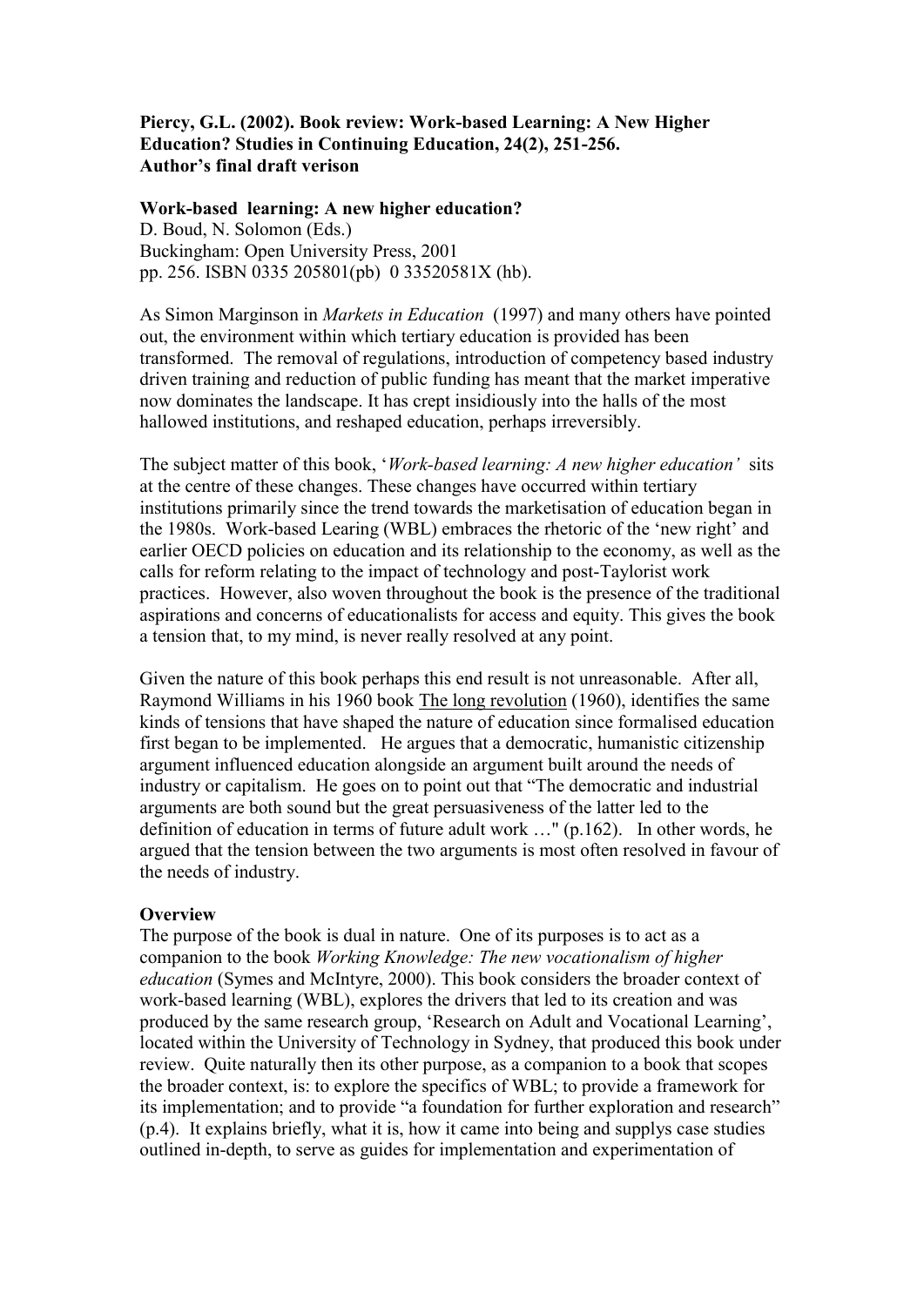**Piercy, G.L. (2002). Book review: Work-based Learning: A New Higher Education? Studies in Continuing Education, 24(2), 251-256.**
**Author's final draft verison**

**Work-based learning: A new higher education?**
D. Boud, N. Solomon (Eds.)
Buckingham: Open University Press, 2001
pp. 256. ISBN 0335 205801(pb) 0 33520581X (hb).

As Simon Marginson in *Markets in Education* (1997) and many others have pointed out, the environment within which tertiary education is provided has been transformed. The removal of regulations, introduction of competency based industry driven training and reduction of public funding has meant that the market imperative now dominates the landscape. It has crept insidiously into the halls of the most hallowed institutions, and reshaped education, perhaps irreversibly.

The subject matter of this book, '*Work-based learning: A new higher education'* sits at the centre of these changes. These changes have occurred within tertiary institutions primarily since the trend towards the marketisation of education began in the 1980s. Work-based Learing (WBL) embraces the rhetoric of the 'new right' and earlier OECD policies on education and its relationship to the economy, as well as the calls for reform relating to the impact of technology and post-Taylorist work practices. However, also woven throughout the book is the presence of the traditional aspirations and concerns of educationalists for access and equity. This gives the book a tension that, to my mind, is never really resolved at any point.

Given the nature of this book perhaps this end result is not unreasonable. After all, Raymond Williams in his 1960 book The long revolution (1960), identifies the same kinds of tensions that have shaped the nature of education since formalised education first began to be implemented. He argues that a democratic, humanistic citizenship argument influenced education alongside an argument built around the needs of industry or capitalism. He goes on to point out that "The democratic and industrial arguments are both sound but the great persuasiveness of the latter led to the definition of education in terms of future adult work …" (p.162). In other words, he argued that the tension between the two arguments is most often resolved in favour of the needs of industry.

**Overview**

The purpose of the book is dual in nature. One of its purposes is to act as a companion to the book *Working Knowledge: The new vocationalism of higher education* (Symes and McIntyre, 2000). This book considers the broader context of work-based learning (WBL), explores the drivers that led to its creation and was produced by the same research group, 'Research on Adult and Vocational Learning', located within the University of Technology in Sydney, that produced this book under review. Quite naturally then its other purpose, as a companion to a book that scopes the broader context, is: to explore the specifics of WBL; to provide a framework for its implementation; and to provide "a foundation for further exploration and research" (p.4). It explains briefly, what it is, how it came into being and supplys case studies outlined in-depth, to serve as guides for implementation and experimentation of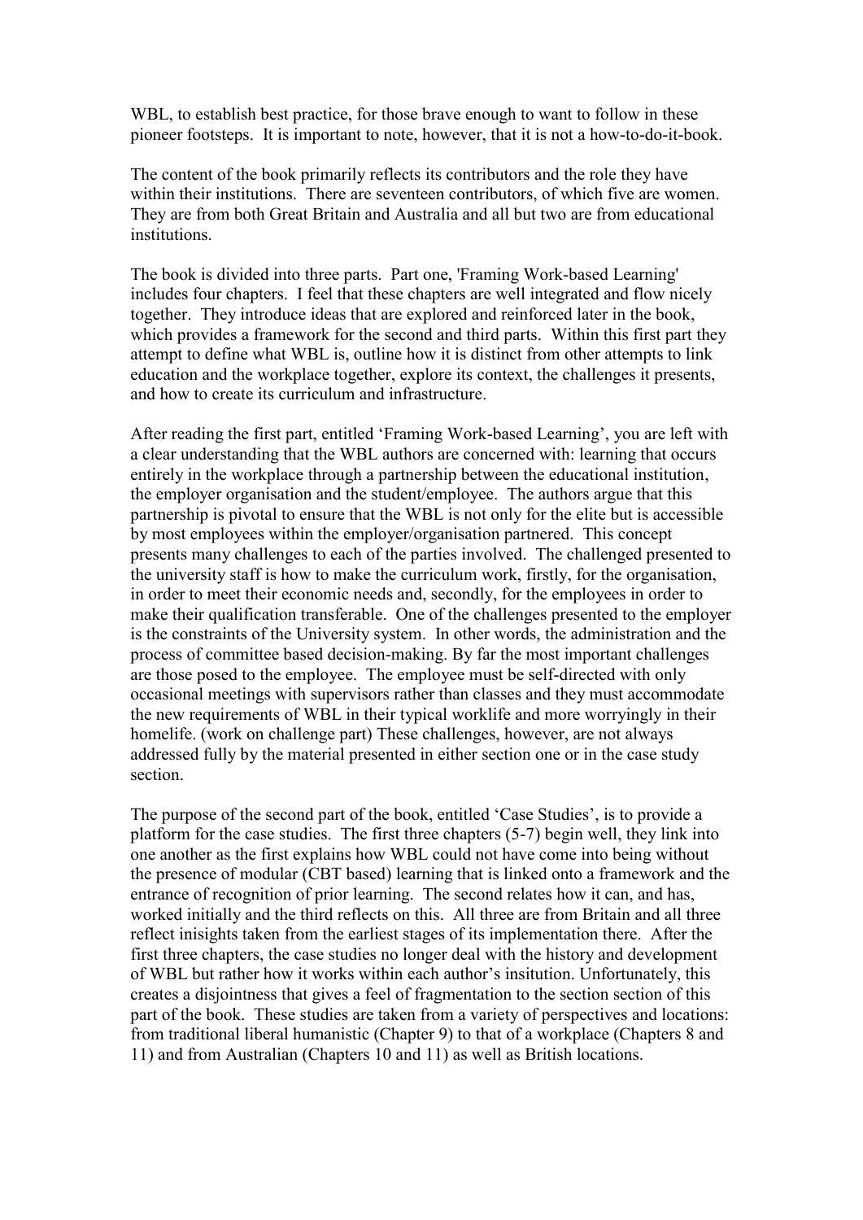WBL, to establish best practice, for those brave enough to want to follow in these pioneer footsteps. It is important to note, however, that it is not a how-to-do-it-book.

The content of the book primarily reflects its contributors and the role they have within their institutions. There are seventeen contributors, of which five are women. They are from both Great Britain and Australia and all but two are from educational institutions.

The book is divided into three parts. Part one, 'Framing Work-based Learning' includes four chapters. I feel that these chapters are well integrated and flow nicely together. They introduce ideas that are explored and reinforced later in the book, which provides a framework for the second and third parts. Within this first part they attempt to define what WBL is, outline how it is distinct from other attempts to link education and the workplace together, explore its context, the challenges it presents, and how to create its curriculum and infrastructure.

After reading the first part, entitled 'Framing Work-based Learning', you are left with a clear understanding that the WBL authors are concerned with: learning that occurs entirely in the workplace through a partnership between the educational institution, the employer organisation and the student/employee. The authors argue that this partnership is pivotal to ensure that the WBL is not only for the elite but is accessible by most employees within the employer/organisation partnered. This concept presents many challenges to each of the parties involved. The challenged presented to the university staff is how to make the curriculum work, firstly, for the organisation, in order to meet their economic needs and, secondly, for the employees in order to make their qualification transferable. One of the challenges presented to the employer is the constraints of the University system. In other words, the administration and the process of committee based decision-making. By far the most important challenges are those posed to the employee. The employee must be self-directed with only occasional meetings with supervisors rather than classes and they must accommodate the new requirements of WBL in their typical worklife and more worryingly in their homelife. (work on challenge part) These challenges, however, are not always addressed fully by the material presented in either section one or in the case study section.

The purpose of the second part of the book, entitled 'Case Studies', is to provide a platform for the case studies. The first three chapters (5-7) begin well, they link into one another as the first explains how WBL could not have come into being without the presence of modular (CBT based) learning that is linked onto a framework and the entrance of recognition of prior learning. The second relates how it can, and has, worked initially and the third reflects on this. All three are from Britain and all three reflect inisights taken from the earliest stages of its implementation there. After the first three chapters, the case studies no longer deal with the history and development of WBL but rather how it works within each author's insitution. Unfortunately, this creates a disjointness that gives a feel of fragmentation to the section section of this part of the book. These studies are taken from a variety of perspectives and locations: from traditional liberal humanistic (Chapter 9) to that of a workplace (Chapters 8 and 11) and from Australian (Chapters 10 and 11) as well as British locations.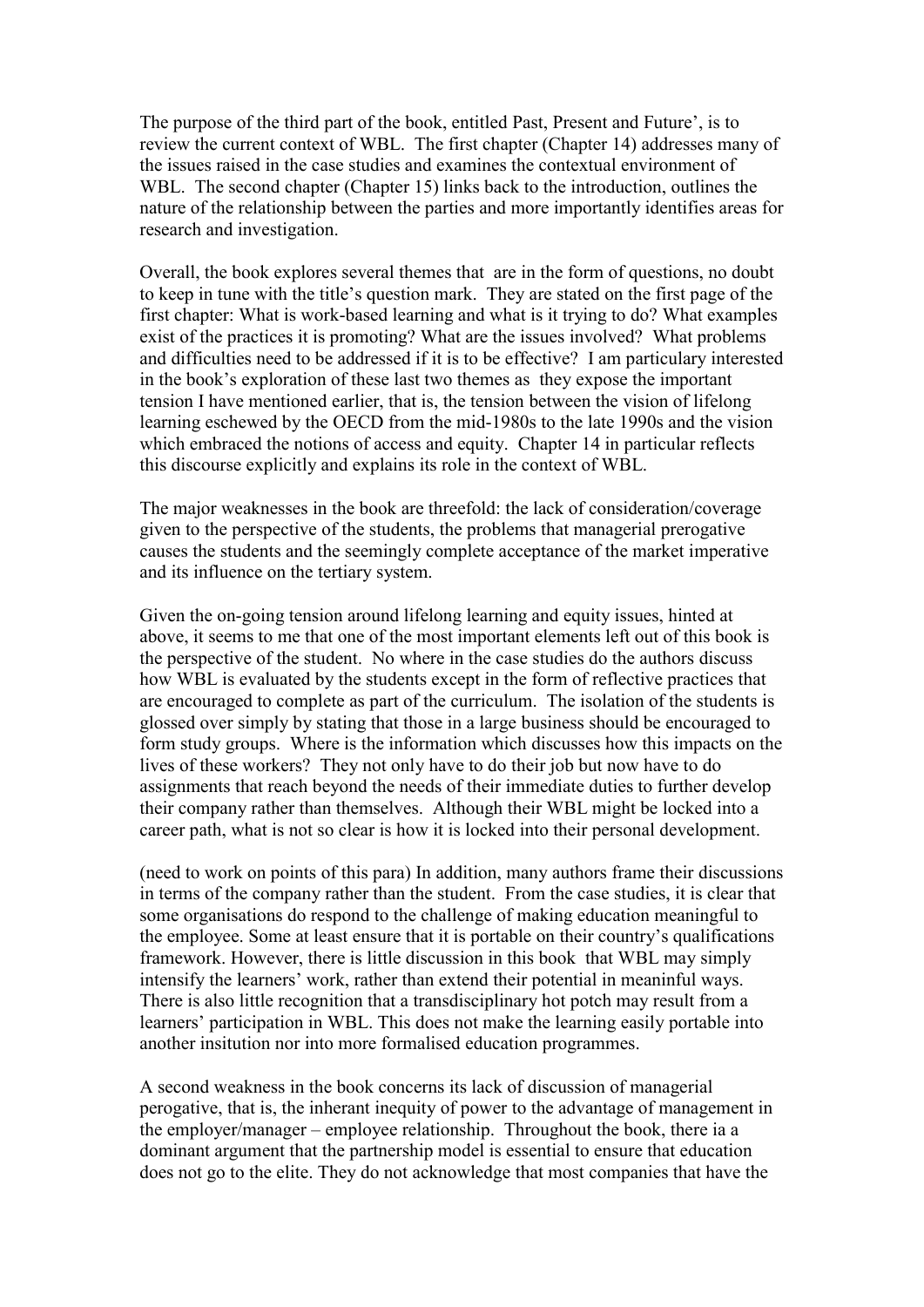The purpose of the third part of the book, entitled Past, Present and Future', is to review the current context of WBL. The first chapter (Chapter 14) addresses many of the issues raised in the case studies and examines the contextual environment of WBL. The second chapter (Chapter 15) links back to the introduction, outlines the nature of the relationship between the parties and more importantly identifies areas for research and investigation.

Overall, the book explores several themes that are in the form of questions, no doubt to keep in tune with the title's question mark. They are stated on the first page of the first chapter: What is work-based learning and what is it trying to do? What examples exist of the practices it is promoting? What are the issues involved? What problems and difficulties need to be addressed if it is to be effective? I am particulary interested in the book's exploration of these last two themes as they expose the important tension I have mentioned earlier, that is, the tension between the vision of lifelong learning eschewed by the OECD from the mid-1980s to the late 1990s and the vision which embraced the notions of access and equity. Chapter 14 in particular reflects this discourse explicitly and explains its role in the context of WBL.

The major weaknesses in the book are threefold: the lack of consideration/coverage given to the perspective of the students, the problems that managerial prerogative causes the students and the seemingly complete acceptance of the market imperative and its influence on the tertiary system.

Given the on-going tension around lifelong learning and equity issues, hinted at above, it seems to me that one of the most important elements left out of this book is the perspective of the student. No where in the case studies do the authors discuss how WBL is evaluated by the students except in the form of reflective practices that are encouraged to complete as part of the curriculum. The isolation of the students is glossed over simply by stating that those in a large business should be encouraged to form study groups. Where is the information which discusses how this impacts on the lives of these workers? They not only have to do their job but now have to do assignments that reach beyond the needs of their immediate duties to further develop their company rather than themselves. Although their WBL might be locked into a career path, what is not so clear is how it is locked into their personal development.

(need to work on points of this para) In addition, many authors frame their discussions in terms of the company rather than the student. From the case studies, it is clear that some organisations do respond to the challenge of making education meaningful to the employee. Some at least ensure that it is portable on their country's qualifications framework. However, there is little discussion in this book that WBL may simply intensify the learners' work, rather than extend their potential in meaninful ways. There is also little recognition that a transdisciplinary hot potch may result from a learners' participation in WBL. This does not make the learning easily portable into another insitution nor into more formalised education programmes.

A second weakness in the book concerns its lack of discussion of managerial perogative, that is, the inherant inequity of power to the advantage of management in the employer/manager – employee relationship. Throughout the book, there ia a dominant argument that the partnership model is essential to ensure that education does not go to the elite. They do not acknowledge that most companies that have the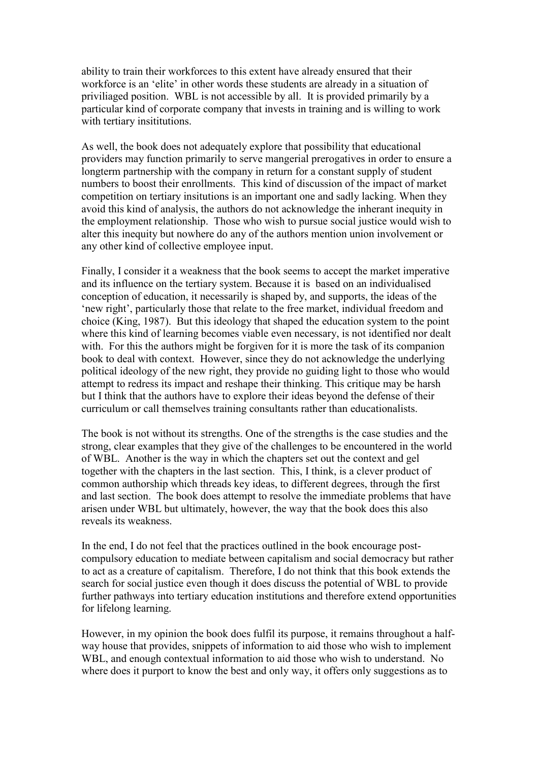ability to train their workforces to this extent have already ensured that their workforce is an 'elite' in other words these students are already in a situation of priviliaged position. WBL is not accessible by all. It is provided primarily by a particular kind of corporate company that invests in training and is willing to work with tertiary insititutions.

As well, the book does not adequately explore that possibility that educational providers may function primarily to serve mangerial prerogatives in order to ensure a longterm partnership with the company in return for a constant supply of student numbers to boost their enrollments. This kind of discussion of the impact of market competition on tertiary insitutions is an important one and sadly lacking. When they avoid this kind of analysis, the authors do not acknowledge the inherant inequity in the employment relationship. Those who wish to pursue social justice would wish to alter this inequity but nowhere do any of the authors mention union involvement or any other kind of collective employee input.

Finally, I consider it a weakness that the book seems to accept the market imperative and its influence on the tertiary system. Because it is based on an individualised conception of education, it necessarily is shaped by, and supports, the ideas of the 'new right', particularly those that relate to the free market, individual freedom and choice (King, 1987). But this ideology that shaped the education system to the point where this kind of learning becomes viable even necessary, is not identified nor dealt with. For this the authors might be forgiven for it is more the task of its companion book to deal with context. However, since they do not acknowledge the underlying political ideology of the new right, they provide no guiding light to those who would attempt to redress its impact and reshape their thinking. This critique may be harsh but I think that the authors have to explore their ideas beyond the defense of their curriculum or call themselves training consultants rather than educationalists.

The book is not without its strengths. One of the strengths is the case studies and the strong, clear examples that they give of the challenges to be encountered in the world of WBL. Another is the way in which the chapters set out the context and gel together with the chapters in the last section. This, I think, is a clever product of common authorship which threads key ideas, to different degrees, through the first and last section. The book does attempt to resolve the immediate problems that have arisen under WBL but ultimately, however, the way that the book does this also reveals its weakness.

In the end, I do not feel that the practices outlined in the book encourage post-compulsory education to mediate between capitalism and social democracy but rather to act as a creature of capitalism. Therefore, I do not think that this book extends the search for social justice even though it does discuss the potential of WBL to provide further pathways into tertiary education institutions and therefore extend opportunities for lifelong learning.

However, in my opinion the book does fulfil its purpose, it remains throughout a half-way house that provides, snippets of information to aid those who wish to implement WBL, and enough contextual information to aid those who wish to understand. No where does it purport to know the best and only way, it offers only suggestions as to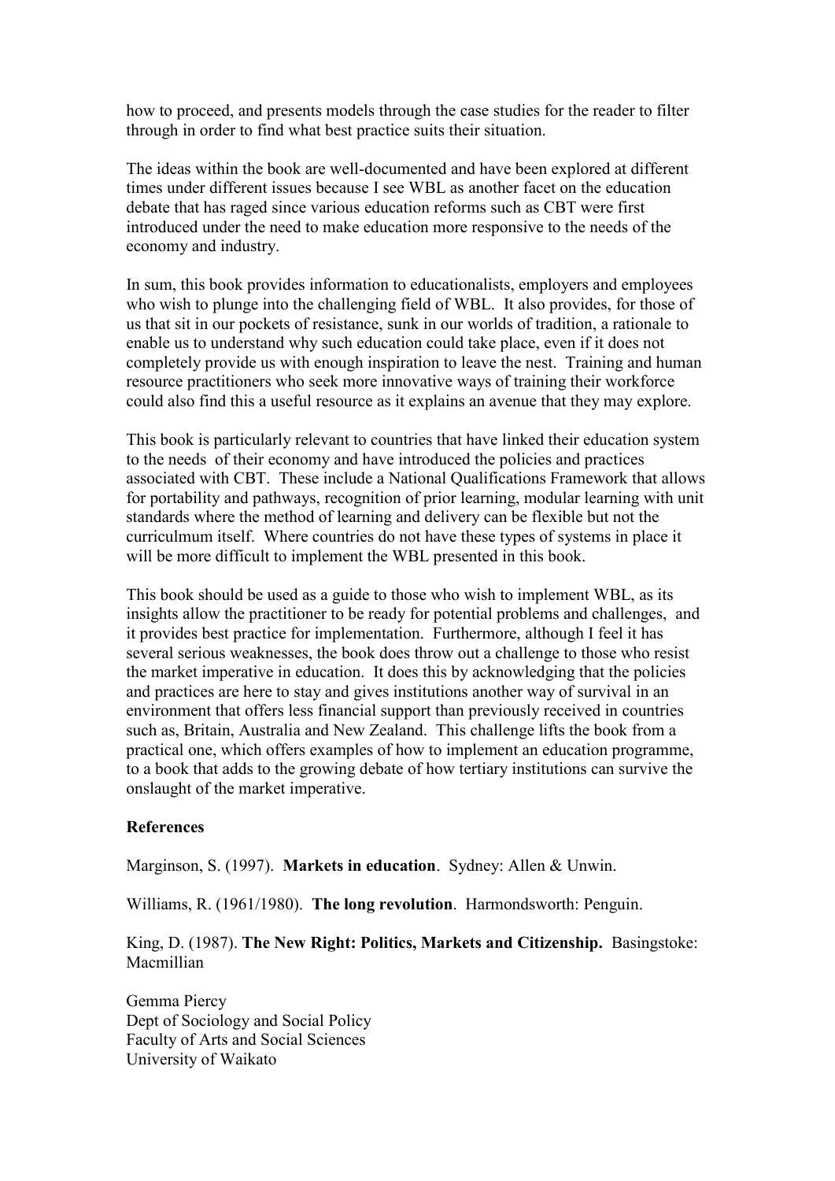how to proceed, and presents models through the case studies for the reader to filter through in order to find what best practice suits their situation.

The ideas within the book are well-documented and have been explored at different times under different issues because I see WBL as another facet on the education debate that has raged since various education reforms such as CBT were first introduced under the need to make education more responsive to the needs of the economy and industry.

In sum, this book provides information to educationalists, employers and employees who wish to plunge into the challenging field of WBL. It also provides, for those of us that sit in our pockets of resistance, sunk in our worlds of tradition, a rationale to enable us to understand why such education could take place, even if it does not completely provide us with enough inspiration to leave the nest. Training and human resource practitioners who seek more innovative ways of training their workforce could also find this a useful resource as it explains an avenue that they may explore.

This book is particularly relevant to countries that have linked their education system to the needs of their economy and have introduced the policies and practices associated with CBT. These include a National Qualifications Framework that allows for portability and pathways, recognition of prior learning, modular learning with unit standards where the method of learning and delivery can be flexible but not the curriculmum itself. Where countries do not have these types of systems in place it will be more difficult to implement the WBL presented in this book.

This book should be used as a guide to those who wish to implement WBL, as its insights allow the practitioner to be ready for potential problems and challenges, and it provides best practice for implementation. Furthermore, although I feel it has several serious weaknesses, the book does throw out a challenge to those who resist the market imperative in education. It does this by acknowledging that the policies and practices are here to stay and gives institutions another way of survival in an environment that offers less financial support than previously received in countries such as, Britain, Australia and New Zealand. This challenge lifts the book from a practical one, which offers examples of how to implement an education programme, to a book that adds to the growing debate of how tertiary institutions can survive the onslaught of the market imperative.

**References**

Marginson, S. (1997). **Markets in education**. Sydney: Allen & Unwin.

Williams, R. (1961/1980). **The long revolution**. Harmondsworth: Penguin.

King, D. (1987). **The New Right: Politics, Markets and Citizenship.** Basingstoke: Macmillian

Gemma Piercy
Dept of Sociology and Social Policy
Faculty of Arts and Social Sciences
University of Waikato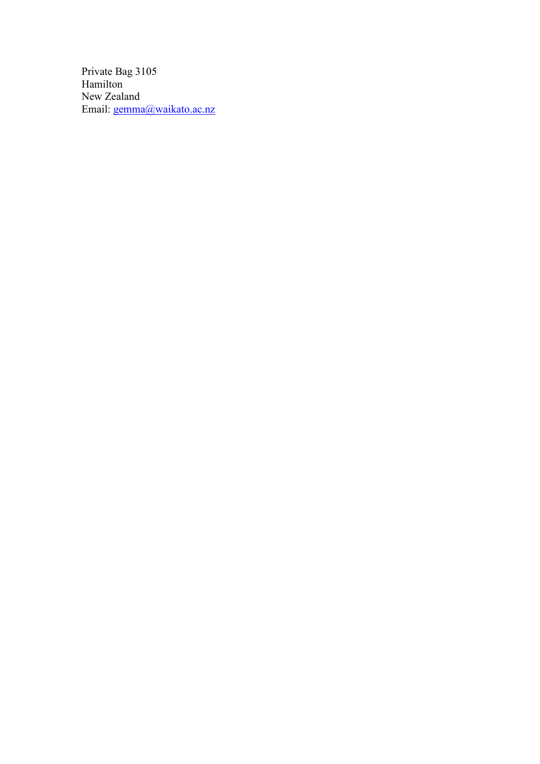Private Bag 3105
Hamilton
New Zealand
Email: gemma@waikato.ac.nz